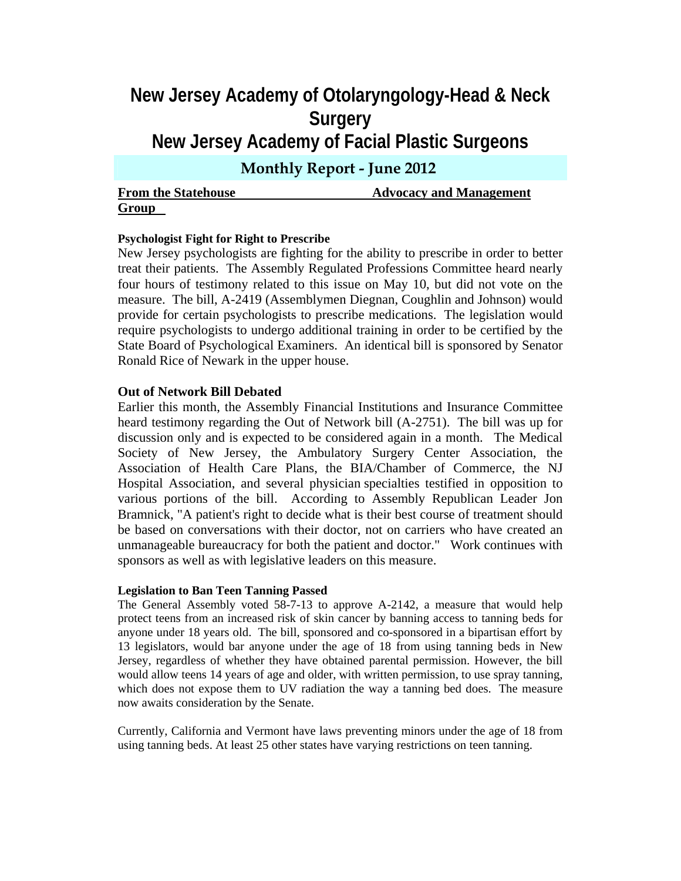# New Jersey Academy of Otolaryngology-Head & Neck Surgery
# New Jersey Academy of Facial Plastic Surgeons

## Monthly Report - June 2012

**From the Statehouse                    Advocacy and Management Group**

**Psychologist Fight for Right to Prescribe**

New Jersey psychologists are fighting for the ability to prescribe in order to better treat their patients. The Assembly Regulated Professions Committee heard nearly four hours of testimony related to this issue on May 10, but did not vote on the measure. The bill, A-2419 (Assemblymen Diegnan, Coughlin and Johnson) would provide for certain psychologists to prescribe medications. The legislation would require psychologists to undergo additional training in order to be certified by the State Board of Psychological Examiners. An identical bill is sponsored by Senator Ronald Rice of Newark in the upper house.

**Out of Network Bill Debated**

Earlier this month, the Assembly Financial Institutions and Insurance Committee heard testimony regarding the Out of Network bill (A-2751). The bill was up for discussion only and is expected to be considered again in a month. The Medical Society of New Jersey, the Ambulatory Surgery Center Association, the Association of Health Care Plans, the BIA/Chamber of Commerce, the NJ Hospital Association, and several physician specialties testified in opposition to various portions of the bill. According to Assembly Republican Leader Jon Bramnick, "A patient's right to decide what is their best course of treatment should be based on conversations with their doctor, not on carriers who have created an unmanageable bureaucracy for both the patient and doctor." Work continues with sponsors as well as with legislative leaders on this measure.

**Legislation to Ban Teen Tanning Passed**

The General Assembly voted 58-7-13 to approve A-2142, a measure that would help protect teens from an increased risk of skin cancer by banning access to tanning beds for anyone under 18 years old. The bill, sponsored and co-sponsored in a bipartisan effort by 13 legislators, would bar anyone under the age of 18 from using tanning beds in New Jersey, regardless of whether they have obtained parental permission. However, the bill would allow teens 14 years of age and older, with written permission, to use spray tanning, which does not expose them to UV radiation the way a tanning bed does. The measure now awaits consideration by the Senate.

Currently, California and Vermont have laws preventing minors under the age of 18 from using tanning beds. At least 25 other states have varying restrictions on teen tanning.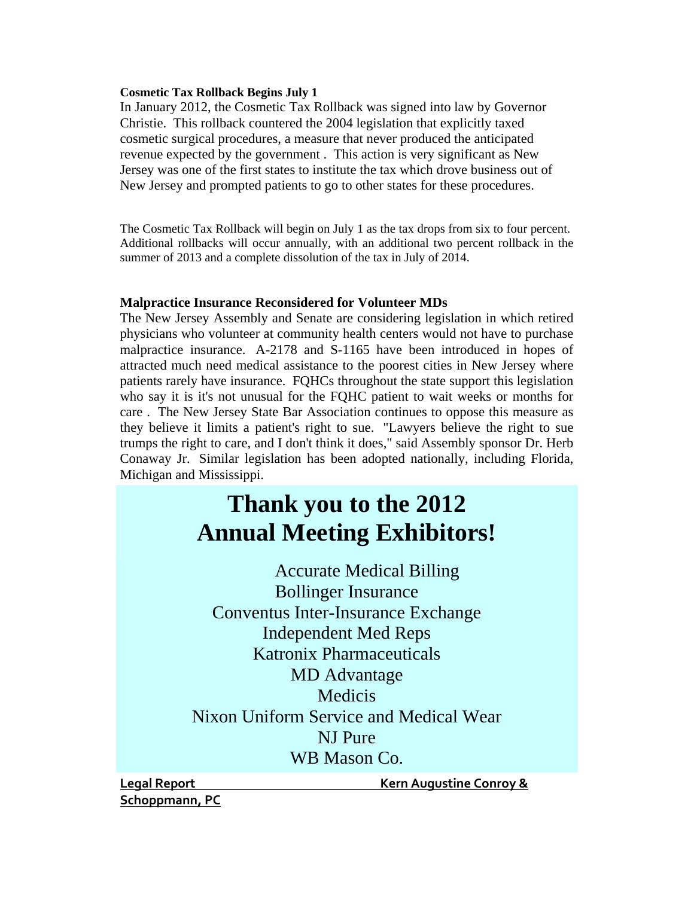**Cosmetic Tax Rollback Begins July 1**

In January 2012, the Cosmetic Tax Rollback was signed into law by Governor Christie. This rollback countered the 2004 legislation that explicitly taxed cosmetic surgical procedures, a measure that never produced the anticipated revenue expected by the government . This action is very significant as New Jersey was one of the first states to institute the tax which drove business out of New Jersey and prompted patients to go to other states for these procedures.

The Cosmetic Tax Rollback will begin on July 1 as the tax drops from six to four percent. Additional rollbacks will occur annually, with an additional two percent rollback in the summer of 2013 and a complete dissolution of the tax in July of 2014.

**Malpractice Insurance Reconsidered for Volunteer MDs**

The New Jersey Assembly and Senate are considering legislation in which retired physicians who volunteer at community health centers would not have to purchase malpractice insurance. A-2178 and S-1165 have been introduced in hopes of attracted much need medical assistance to the poorest cities in New Jersey where patients rarely have insurance. FQHCs throughout the state support this legislation who say it is it's not unusual for the FQHC patient to wait weeks or months for care . The New Jersey State Bar Association continues to oppose this measure as they believe it limits a patient's right to sue. "Lawyers believe the right to sue trumps the right to care, and I don't think it does," said Assembly sponsor Dr. Herb Conaway Jr. Similar legislation has been adopted nationally, including Florida, Michigan and Mississippi.

# Thank you to the 2012 Annual Meeting Exhibitors!

Accurate Medical Billing
Bollinger Insurance
Conventus Inter-Insurance Exchange
Independent Med Reps
Katronix Pharmaceuticals
MD Advantage
Medicis
Nixon Uniform Service and Medical Wear
NJ Pure
WB Mason Co.

**Legal Report** **Kern Augustine Conroy & Schoppmann, PC**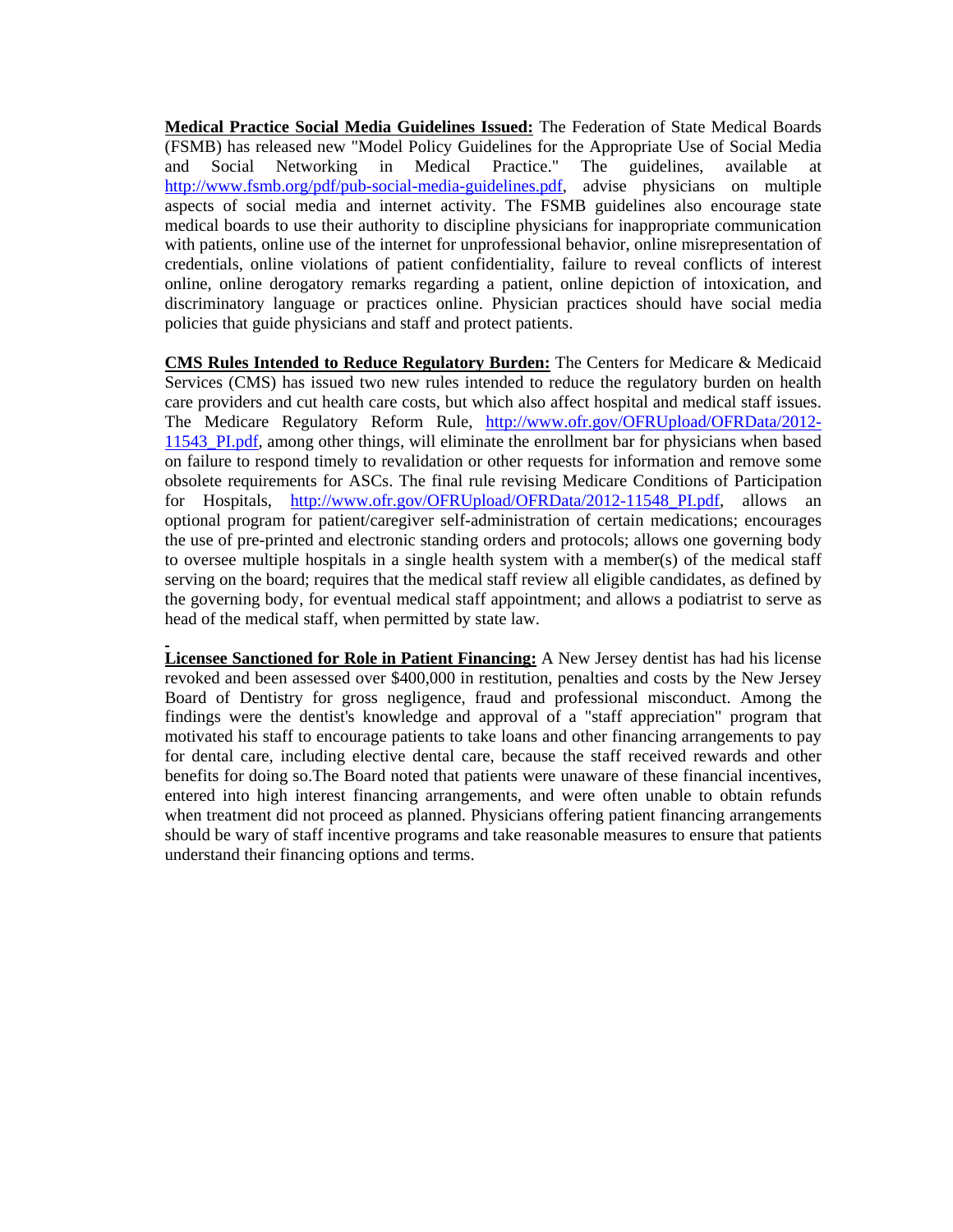**Medical Practice Social Media Guidelines Issued:** The Federation of State Medical Boards (FSMB) has released new "Model Policy Guidelines for the Appropriate Use of Social Media and Social Networking in Medical Practice." The guidelines, available at http://www.fsmb.org/pdf/pub-social-media-guidelines.pdf, advise physicians on multiple aspects of social media and internet activity. The FSMB guidelines also encourage state medical boards to use their authority to discipline physicians for inappropriate communication with patients, online use of the internet for unprofessional behavior, online misrepresentation of credentials, online violations of patient confidentiality, failure to reveal conflicts of interest online, online derogatory remarks regarding a patient, online depiction of intoxication, and discriminatory language or practices online. Physician practices should have social media policies that guide physicians and staff and protect patients.

**CMS Rules Intended to Reduce Regulatory Burden:** The Centers for Medicare & Medicaid Services (CMS) has issued two new rules intended to reduce the regulatory burden on health care providers and cut health care costs, but which also affect hospital and medical staff issues. The Medicare Regulatory Reform Rule, http://www.ofr.gov/OFRUpload/OFRData/2012-11543_PI.pdf, among other things, will eliminate the enrollment bar for physicians when based on failure to respond timely to revalidation or other requests for information and remove some obsolete requirements for ASCs. The final rule revising Medicare Conditions of Participation for Hospitals, http://www.ofr.gov/OFRUpload/OFRData/2012-11548_PI.pdf, allows an optional program for patient/caregiver self-administration of certain medications; encourages the use of pre-printed and electronic standing orders and protocols; allows one governing body to oversee multiple hospitals in a single health system with a member(s) of the medical staff serving on the board; requires that the medical staff review all eligible candidates, as defined by the governing body, for eventual medical staff appointment; and allows a podiatrist to serve as head of the medical staff, when permitted by state law.

**Licensee Sanctioned for Role in Patient Financing:** A New Jersey dentist has had his license revoked and been assessed over $400,000 in restitution, penalties and costs by the New Jersey Board of Dentistry for gross negligence, fraud and professional misconduct. Among the findings were the dentist's knowledge and approval of a "staff appreciation" program that motivated his staff to encourage patients to take loans and other financing arrangements to pay for dental care, including elective dental care, because the staff received rewards and other benefits for doing so.The Board noted that patients were unaware of these financial incentives, entered into high interest financing arrangements, and were often unable to obtain refunds when treatment did not proceed as planned. Physicians offering patient financing arrangements should be wary of staff incentive programs and take reasonable measures to ensure that patients understand their financing options and terms.